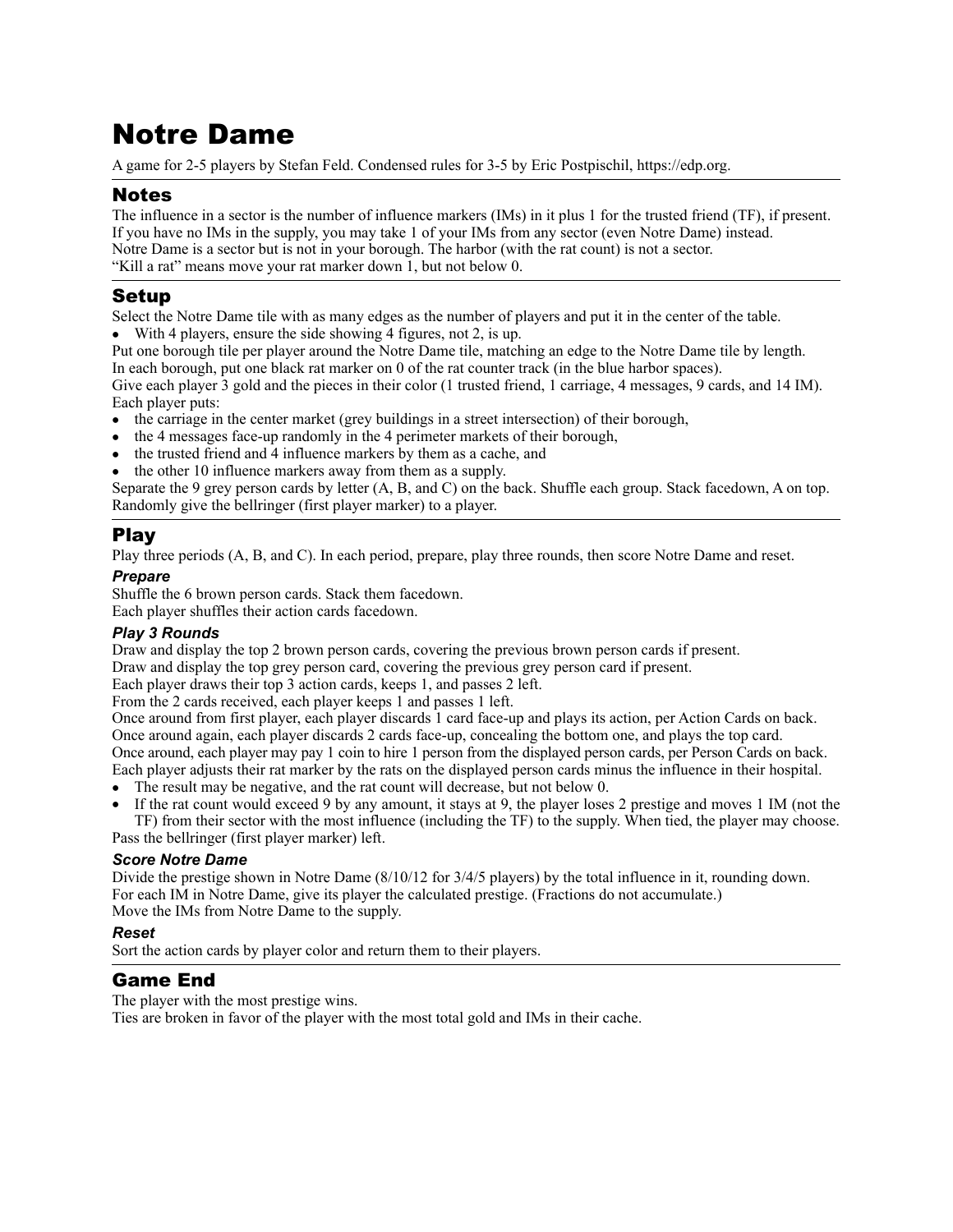# Notre Dame

A game for 2-5 players by Stefan Feld. Condensed rules for 3-5 by Eric Postpischil, https://edp.org.

## Notes

The influence in a sector is the number of influence markers (IMs) in it plus 1 for the trusted friend (TF), if present.
If you have no IMs in the supply, you may take 1 of your IMs from any sector (even Notre Dame) instead.
Notre Dame is a sector but is not in your borough. The harbor (with the rat count) is not a sector.
"Kill a rat" means move your rat marker down 1, but not below 0.

## Setup

Select the Notre Dame tile with as many edges as the number of players and put it in the center of the table.

- With 4 players, ensure the side showing 4 figures, not 2, is up.

Put one borough tile per player around the Notre Dame tile, matching an edge to the Notre Dame tile by length.
In each borough, put one black rat marker on 0 of the rat counter track (in the blue harbor spaces).
Give each player 3 gold and the pieces in their color (1 trusted friend, 1 carriage, 4 messages, 9 cards, and 14 IM).
Each player puts:

- the carriage in the center market (grey buildings in a street intersection) of their borough,
- the 4 messages face-up randomly in the 4 perimeter markets of their borough,
- the trusted friend and 4 influence markers by them as a cache, and
- the other 10 influence markers away from them as a supply.

Separate the 9 grey person cards by letter (A, B, and C) on the back. Shuffle each group. Stack facedown, A on top.
Randomly give the bellringer (first player marker) to a player.

## Play

Play three periods (A, B, and C). In each period, prepare, play three rounds, then score Notre Dame and reset.

### *Prepare*

Shuffle the 6 brown person cards. Stack them facedown.
Each player shuffles their action cards facedown.

### *Play 3 Rounds*

Draw and display the top 2 brown person cards, covering the previous brown person cards if present.
Draw and display the top grey person card, covering the previous grey person card if present.
Each player draws their top 3 action cards, keeps 1, and passes 2 left.
From the 2 cards received, each player keeps 1 and passes 1 left.
Once around from first player, each player discards 1 card face-up and plays its action, per Action Cards on back.
Once around again, each player discards 2 cards face-up, concealing the bottom one, and plays the top card.
Once around, each player may pay 1 coin to hire 1 person from the displayed person cards, per Person Cards on back.
Each player adjusts their rat marker by the rats on the displayed person cards minus the influence in their hospital.

- The result may be negative, and the rat count will decrease, but not below 0.
- If the rat count would exceed 9 by any amount, it stays at 9, the player loses 2 prestige and moves 1 IM (not the TF) from their sector with the most influence (including the TF) to the supply. When tied, the player may choose.

Pass the bellringer (first player marker) left.

### *Score Notre Dame*

Divide the prestige shown in Notre Dame (8/10/12 for 3/4/5 players) by the total influence in it, rounding down.
For each IM in Notre Dame, give its player the calculated prestige. (Fractions do not accumulate.)
Move the IMs from Notre Dame to the supply.

### *Reset*

Sort the action cards by player color and return them to their players.

## Game End

The player with the most prestige wins.
Ties are broken in favor of the player with the most total gold and IMs in their cache.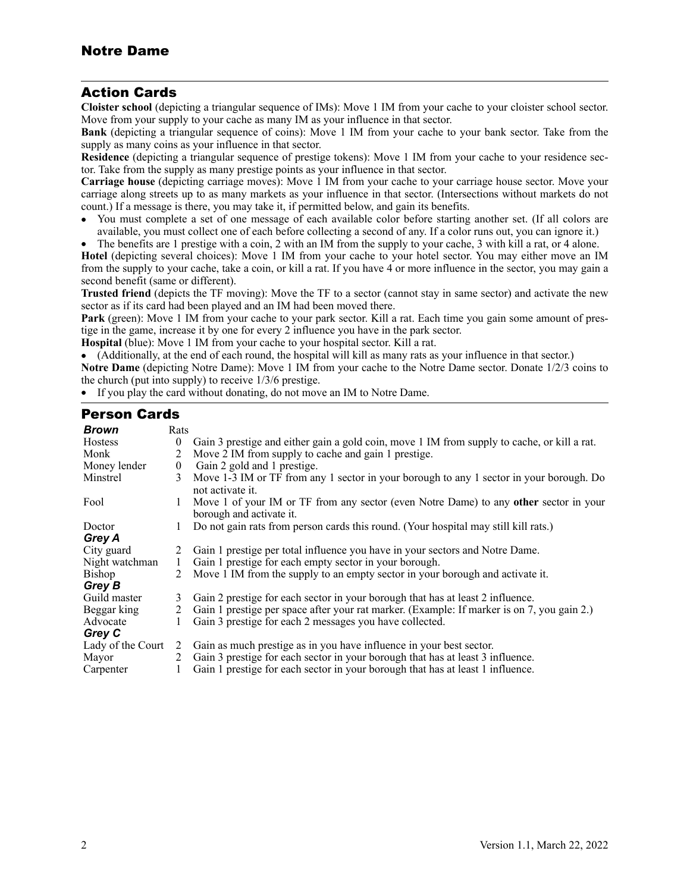# Notre Dame

## Action Cards

**Cloister school** (depicting a triangular sequence of IMs): Move 1 IM from your cache to your cloister school sector. Move from your supply to your cache as many IM as your influence in that sector.

**Bank** (depicting a triangular sequence of coins): Move 1 IM from your cache to your bank sector. Take from the supply as many coins as your influence in that sector.

**Residence** (depicting a triangular sequence of prestige tokens): Move 1 IM from your cache to your residence sector. Take from the supply as many prestige points as your influence in that sector.

**Carriage house** (depicting carriage moves): Move 1 IM from your cache to your carriage house sector. Move your carriage along streets up to as many markets as your influence in that sector. (Intersections without markets do not count.) If a message is there, you may take it, if permitted below, and gain its benefits.

- You must complete a set of one message of each available color before starting another set. (If all colors are available, you must collect one of each before collecting a second of any. If a color runs out, you can ignore it.)
- The benefits are 1 prestige with a coin, 2 with an IM from the supply to your cache, 3 with kill a rat, or 4 alone.

**Hotel** (depicting several choices): Move 1 IM from your cache to your hotel sector. You may either move an IM from the supply to your cache, take a coin, or kill a rat. If you have 4 or more influence in the sector, you may gain a second benefit (same or different).

**Trusted friend** (depicts the TF moving): Move the TF to a sector (cannot stay in same sector) and activate the new sector as if its card had been played and an IM had been moved there.

**Park** (green): Move 1 IM from your cache to your park sector. Kill a rat. Each time you gain some amount of prestige in the game, increase it by one for every 2 influence you have in the park sector.

**Hospital** (blue): Move 1 IM from your cache to your hospital sector. Kill a rat.

- (Additionally, at the end of each round, the hospital will kill as many rats as your influence in that sector.)

**Notre Dame** (depicting Notre Dame): Move 1 IM from your cache to the Notre Dame sector. Donate 1/2/3 coins to the church (put into supply) to receive 1/3/6 prestige.

- If you play the card without donating, do not move an IM to Notre Dame.

## Person Cards

| ***Brown*** | Rats | |
|---|---|---|
| Hostess | 0 | Gain 3 prestige and either gain a gold coin, move 1 IM from supply to cache, or kill a rat. |
| Monk | 2 | Move 2 IM from supply to cache and gain 1 prestige. |
| Money lender | 0 | Gain 2 gold and 1 prestige. |
| Minstrel | 3 | Move 1-3 IM or TF from any 1 sector in your borough to any 1 sector in your borough. Do not activate it. |
| Fool | 1 | Move 1 of your IM or TF from any sector (even Notre Dame) to any **other** sector in your borough and activate it. |
| Doctor | 1 | Do not gain rats from person cards this round. (Your hospital may still kill rats.) |
| ***Grey A*** | | |
| City guard | 2 | Gain 1 prestige per total influence you have in your sectors and Notre Dame. |
| Night watchman | 1 | Gain 1 prestige for each empty sector in your borough. |
| Bishop | 2 | Move 1 IM from the supply to an empty sector in your borough and activate it. |
| ***Grey B*** | | |
| Guild master | 3 | Gain 2 prestige for each sector in your borough that has at least 2 influence. |
| Beggar king | 2 | Gain 1 prestige per space after your rat marker. (Example: If marker is on 7, you gain 2.) |
| Advocate | 1 | Gain 3 prestige for each 2 messages you have collected. |
| ***Grey C*** | | |
| Lady of the Court | 2 | Gain as much prestige as in you have influence in your best sector. |
| Mayor | 2 | Gain 3 prestige for each sector in your borough that has at least 3 influence. |
| Carpenter | 1 | Gain 1 prestige for each sector in your borough that has at least 1 influence. |